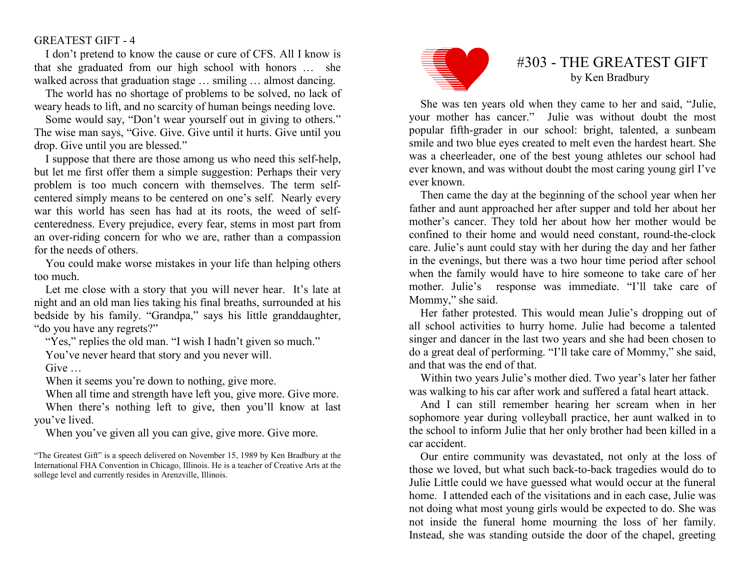I don't pretend to know the cause or cure of CFS. All I know is that she graduated from our high school with honors … she walked across that graduation stage … smiling … almost dancing.

The world has no shortage of problems to be solved, no lack of weary heads to lift, and no scarcity of human beings needing love.

Some would say, "Don't wear yourself out in giving to others." The wise man says, "Give. Give. Give until it hurts. Give until you drop. Give until you are blessed."

I suppose that there are those among us who need this self-help, but let me first offer them a simple suggestion: Perhaps their very problem is too much concern with themselves. The term self-centered simply means to be centered on one's self. Nearly every war this world has seen has had at its roots, the weed of self-centeredness. Every prejudice, every fear, stems in most part from an over-riding concern for who we are, rather than a compassion for the needs of others.

You could make worse mistakes in your life than helping others too much.

Let me close with a story that you will never hear. It's late at night and an old man lies taking his final breaths, surrounded at his bedside by his family. "Grandpa," says his little granddaughter, "do you have any regrets?"

"Yes," replies the old man. "I wish I hadn't given so much."

You've never heard that story and you never will.

Give …

When it seems you're down to nothing, give more.

When all time and strength have left you, give more. Give more.

When there's nothing left to give, then you'll know at last you've lived.

When you've given all you can give, give more. Give more.

"The Greatest Gift" is a speech delivered on November 15, 1989 by Ken Bradbury at the International FHA Convention in Chicago, Illinois. He is a teacher of Creative Arts at the sollege level and currently resides in Arenzville, Illinois.

# #303 - THE GREATEST GIFT

by Ken Bradbury

She was ten years old when they came to her and said, "Julie, your mother has cancer." Julie was without doubt the most popular fifth-grader in our school: bright, talented, a sunbeam smile and two blue eyes created to melt even the hardest heart. She was a cheerleader, one of the best young athletes our school had ever known, and was without doubt the most caring young girl I've ever known.

Then came the day at the beginning of the school year when her father and aunt approached her after supper and told her about her mother's cancer. They told her about how her mother would be confined to their home and would need constant, round-the-clock care. Julie's aunt could stay with her during the day and her father in the evenings, but there was a two hour time period after school when the family would have to hire someone to take care of her mother. Julie's response was immediate. "I'll take care of Mommy," she said.

Her father protested. This would mean Julie's dropping out of all school activities to hurry home. Julie had become a talented singer and dancer in the last two years and she had been chosen to do a great deal of performing. "I'll take care of Mommy," she said, and that was the end of that.

Within two years Julie's mother died. Two year's later her father was walking to his car after work and suffered a fatal heart attack.

And I can still remember hearing her scream when in her sophomore year during volleyball practice, her aunt walked in to the school to inform Julie that her only brother had been killed in a car accident.

Our entire community was devastated, not only at the loss of those we loved, but what such back-to-back tragedies would do to Julie Little could we have guessed what would occur at the funeral home. I attended each of the visitations and in each case, Julie was not doing what most young girls would be expected to do. She was not inside the funeral home mourning the loss of her family. Instead, she was standing outside the door of the chapel, greeting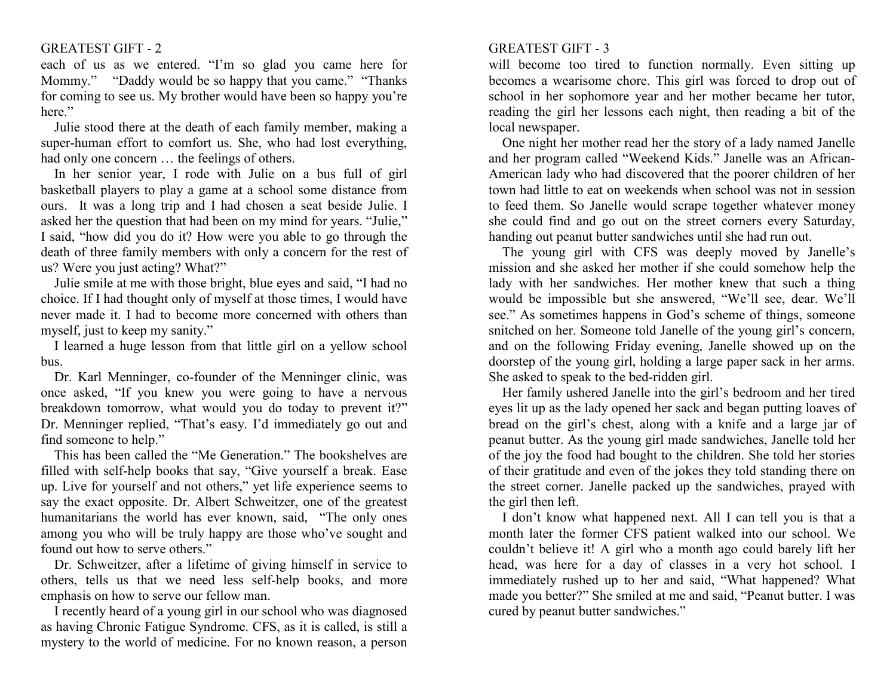each of us as we entered. "I'm so glad you came here for Mommy." "Daddy would be so happy that you came." "Thanks for coming to see us. My brother would have been so happy you're here."

Julie stood there at the death of each family member, making a super-human effort to comfort us. She, who had lost everything, had only one concern … the feelings of others.

In her senior year, I rode with Julie on a bus full of girl basketball players to play a game at a school some distance from ours. It was a long trip and I had chosen a seat beside Julie. I asked her the question that had been on my mind for years. "Julie," I said, "how did you do it? How were you able to go through the death of three family members with only a concern for the rest of us? Were you just acting? What?"

Julie smile at me with those bright, blue eyes and said, "I had no choice. If I had thought only of myself at those times, I would have never made it. I had to become more concerned with others than myself, just to keep my sanity."

I learned a huge lesson from that little girl on a yellow school bus.

Dr. Karl Menninger, co-founder of the Menninger clinic, was once asked, "If you knew you were going to have a nervous breakdown tomorrow, what would you do today to prevent it?" Dr. Menninger replied, "That's easy. I'd immediately go out and find someone to help."

This has been called the "Me Generation." The bookshelves are filled with self-help books that say, "Give yourself a break. Ease up. Live for yourself and not others," yet life experience seems to say the exact opposite. Dr. Albert Schweitzer, one of the greatest humanitarians the world has ever known, said, "The only ones among you who will be truly happy are those who've sought and found out how to serve others."

Dr. Schweitzer, after a lifetime of giving himself in service to others, tells us that we need less self-help books, and more emphasis on how to serve our fellow man.

I recently heard of a young girl in our school who was diagnosed as having Chronic Fatigue Syndrome. CFS, as it is called, is still a mystery to the world of medicine. For no known reason, a person will become too tired to function normally. Even sitting up becomes a wearisome chore. This girl was forced to drop out of school in her sophomore year and her mother became her tutor, reading the girl her lessons each night, then reading a bit of the local newspaper.

One night her mother read her the story of a lady named Janelle and her program called "Weekend Kids." Janelle was an African-American lady who had discovered that the poorer children of her town had little to eat on weekends when school was not in session to feed them. So Janelle would scrape together whatever money she could find and go out on the street corners every Saturday, handing out peanut butter sandwiches until she had run out.

The young girl with CFS was deeply moved by Janelle's mission and she asked her mother if she could somehow help the lady with her sandwiches. Her mother knew that such a thing would be impossible but she answered, "We'll see, dear. We'll see." As sometimes happens in God's scheme of things, someone snitched on her. Someone told Janelle of the young girl's concern, and on the following Friday evening, Janelle showed up on the doorstep of the young girl, holding a large paper sack in her arms. She asked to speak to the bed-ridden girl.

Her family ushered Janelle into the girl's bedroom and her tired eyes lit up as the lady opened her sack and began putting loaves of bread on the girl's chest, along with a knife and a large jar of peanut butter. As the young girl made sandwiches, Janelle told her of the joy the food had bought to the children. She told her stories of their gratitude and even of the jokes they told standing there on the street corner. Janelle packed up the sandwiches, prayed with the girl then left.

I don't know what happened next. All I can tell you is that a month later the former CFS patient walked into our school. We couldn't believe it! A girl who a month ago could barely lift her head, was here for a day of classes in a very hot school. I immediately rushed up to her and said, "What happened? What made you better?" She smiled at me and said, "Peanut butter. I was cured by peanut butter sandwiches."